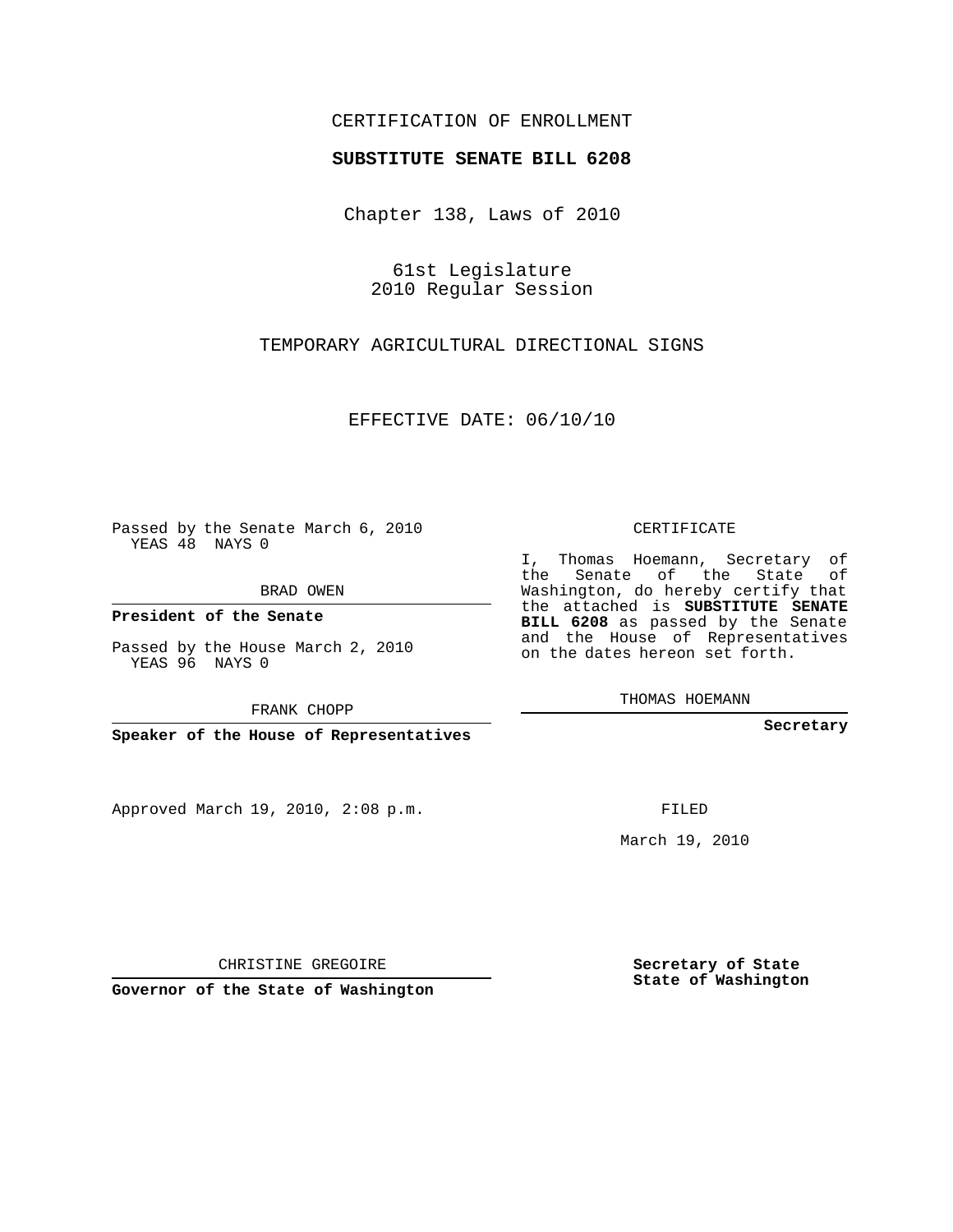CERTIFICATION OF ENROLLMENT

**SUBSTITUTE SENATE BILL 6208**

Chapter 138, Laws of 2010

61st Legislature
2010 Regular Session

TEMPORARY AGRICULTURAL DIRECTIONAL SIGNS

EFFECTIVE DATE: 06/10/10

Passed by the Senate March 6, 2010
YEAS 48 NAYS 0

BRAD OWEN

**President of the Senate**

Passed by the House March 2, 2010
YEAS 96 NAYS 0

FRANK CHOPP

**Speaker of the House of Representatives**

CERTIFICATE

I, Thomas Hoemann, Secretary of the Senate of the State of Washington, do hereby certify that the attached is **SUBSTITUTE SENATE BILL 6208** as passed by the Senate and the House of Representatives on the dates hereon set forth.

THOMAS HOEMANN

**Secretary**

Approved March 19, 2010, 2:08 p.m.

FILED

March 19, 2010

CHRISTINE GREGOIRE

**Governor of the State of Washington**

**Secretary of State**
**State of Washington**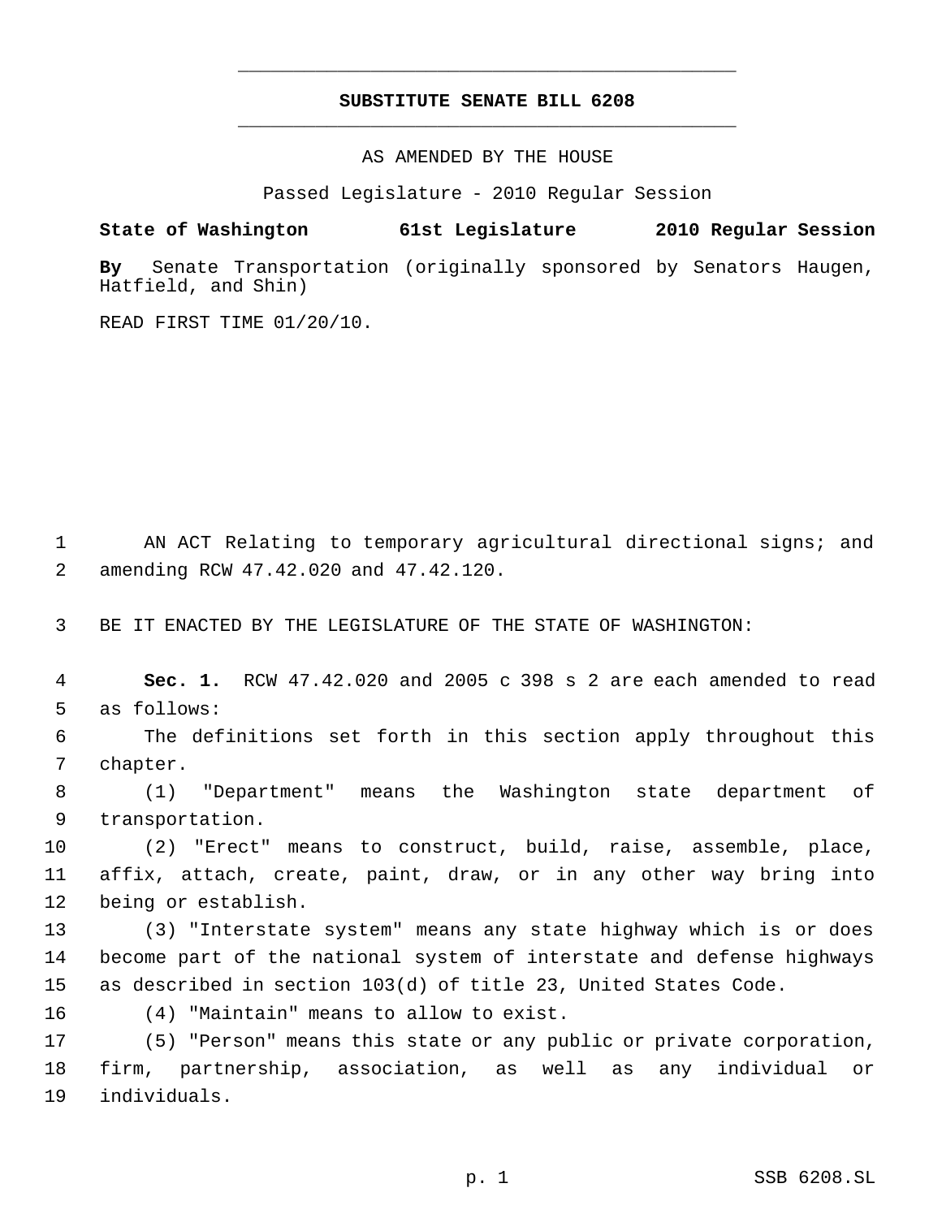# SUBSTITUTE SENATE BILL 6208

AS AMENDED BY THE HOUSE

Passed Legislature - 2010 Regular Session

**State of Washington 61st Legislature 2010 Regular Session**

**By** Senate Transportation (originally sponsored by Senators Haugen, Hatfield, and Shin)

READ FIRST TIME 01/20/10.

AN ACT Relating to temporary agricultural directional signs; and amending RCW 47.42.020 and 47.42.120.

BE IT ENACTED BY THE LEGISLATURE OF THE STATE OF WASHINGTON:

**Sec. 1.** RCW 47.42.020 and 2005 c 398 s 2 are each amended to read as follows:

The definitions set forth in this section apply throughout this chapter.

(1) "Department" means the Washington state department of transportation.

(2) "Erect" means to construct, build, raise, assemble, place, affix, attach, create, paint, draw, or in any other way bring into being or establish.

(3) "Interstate system" means any state highway which is or does become part of the national system of interstate and defense highways as described in section 103(d) of title 23, United States Code.

(4) "Maintain" means to allow to exist.

(5) "Person" means this state or any public or private corporation, firm, partnership, association, as well as any individual or individuals.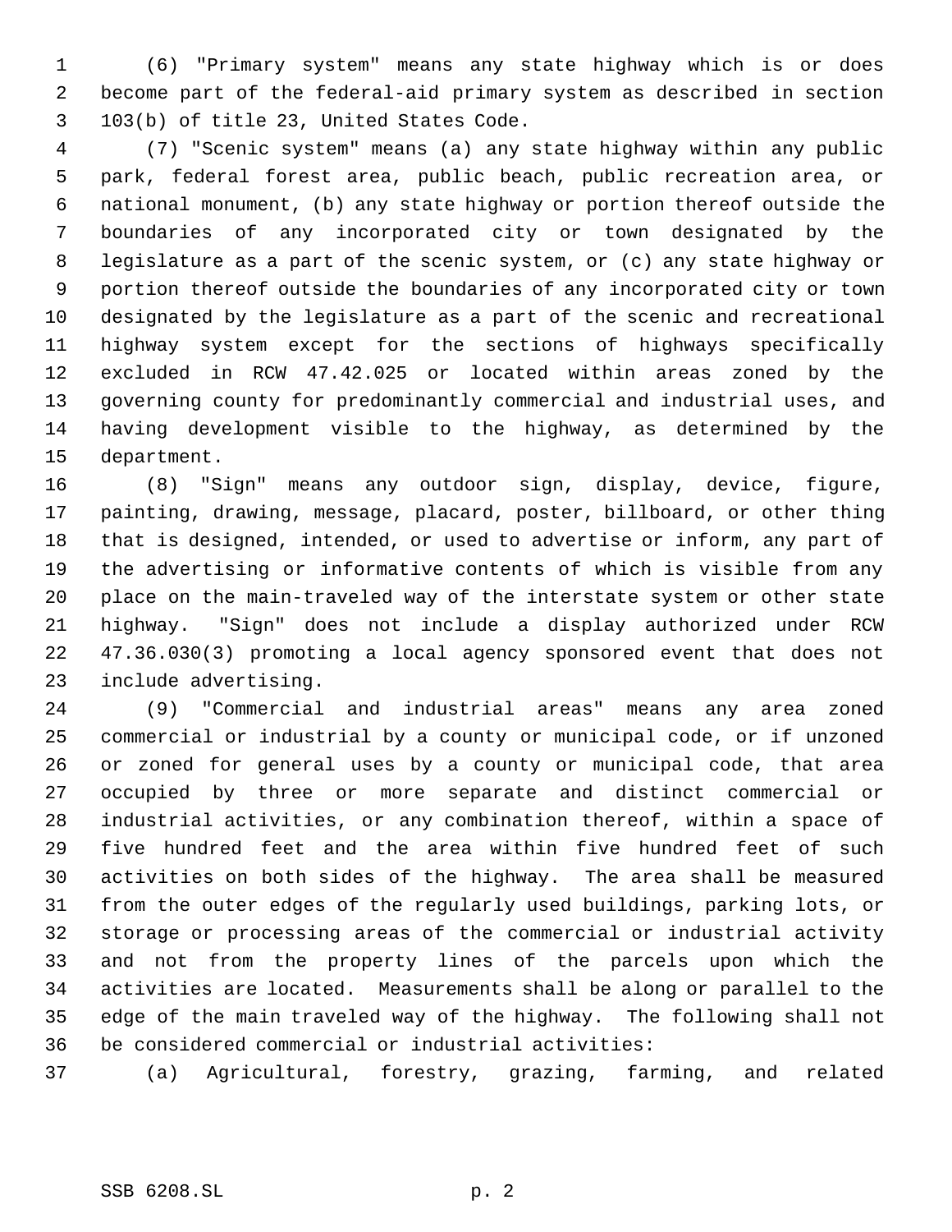(6) "Primary system" means any state highway which is or does become part of the federal-aid primary system as described in section 103(b) of title 23, United States Code.

(7) "Scenic system" means (a) any state highway within any public park, federal forest area, public beach, public recreation area, or national monument, (b) any state highway or portion thereof outside the boundaries of any incorporated city or town designated by the legislature as a part of the scenic system, or (c) any state highway or portion thereof outside the boundaries of any incorporated city or town designated by the legislature as a part of the scenic and recreational highway system except for the sections of highways specifically excluded in RCW 47.42.025 or located within areas zoned by the governing county for predominantly commercial and industrial uses, and having development visible to the highway, as determined by the department.

(8) "Sign" means any outdoor sign, display, device, figure, painting, drawing, message, placard, poster, billboard, or other thing that is designed, intended, or used to advertise or inform, any part of the advertising or informative contents of which is visible from any place on the main-traveled way of the interstate system or other state highway. "Sign" does not include a display authorized under RCW 47.36.030(3) promoting a local agency sponsored event that does not include advertising.

(9) "Commercial and industrial areas" means any area zoned commercial or industrial by a county or municipal code, or if unzoned or zoned for general uses by a county or municipal code, that area occupied by three or more separate and distinct commercial or industrial activities, or any combination thereof, within a space of five hundred feet and the area within five hundred feet of such activities on both sides of the highway. The area shall be measured from the outer edges of the regularly used buildings, parking lots, or storage or processing areas of the commercial or industrial activity and not from the property lines of the parcels upon which the activities are located. Measurements shall be along or parallel to the edge of the main traveled way of the highway. The following shall not be considered commercial or industrial activities:

(a) Agricultural, forestry, grazing, farming, and related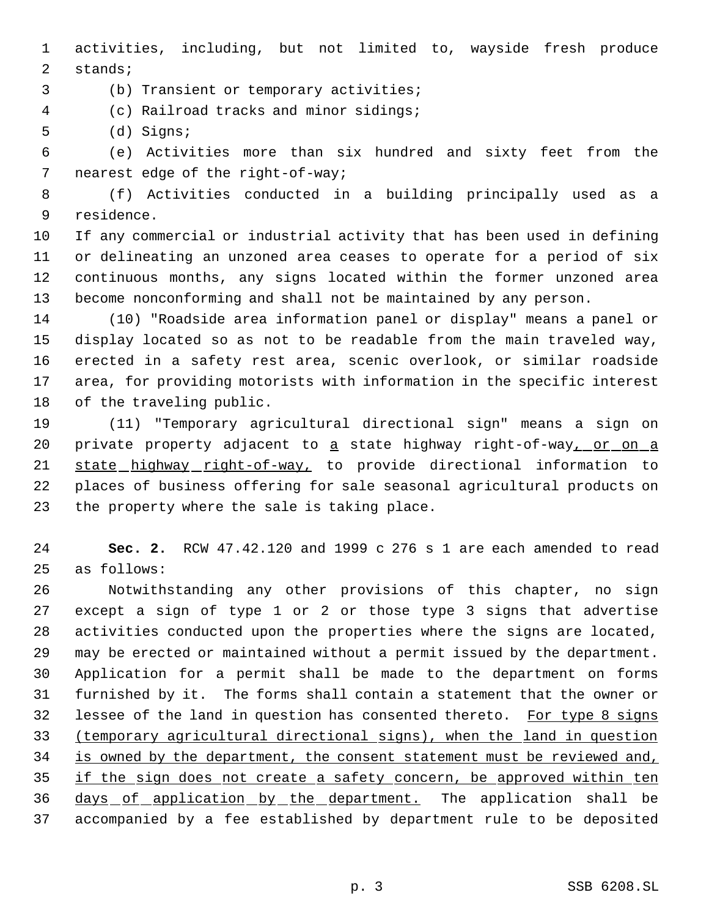activities, including, but not limited to, wayside fresh produce stands;

(b) Transient or temporary activities;

(c) Railroad tracks and minor sidings;

(d) Signs;

(e) Activities more than six hundred and sixty feet from the nearest edge of the right-of-way;

(f) Activities conducted in a building principally used as a residence.

If any commercial or industrial activity that has been used in defining or delineating an unzoned area ceases to operate for a period of six continuous months, any signs located within the former unzoned area become nonconforming and shall not be maintained by any person.

(10) "Roadside area information panel or display" means a panel or display located so as not to be readable from the main traveled way, erected in a safety rest area, scenic overlook, or similar roadside area, for providing motorists with information in the specific interest of the traveling public.

(11) "Temporary agricultural directional sign" means a sign on private property adjacent to <u>a</u> state highway right-of-way<u>, or on a state highway right-of-way,</u> to provide directional information to places of business offering for sale seasonal agricultural products on the property where the sale is taking place.

**Sec. 2.** RCW 47.42.120 and 1999 c 276 s 1 are each amended to read as follows:

Notwithstanding any other provisions of this chapter, no sign except a sign of type 1 or 2 or those type 3 signs that advertise activities conducted upon the properties where the signs are located, may be erected or maintained without a permit issued by the department. Application for a permit shall be made to the department on forms furnished by it. The forms shall contain a statement that the owner or lessee of the land in question has consented thereto. <u>For type 8 signs (temporary agricultural directional signs), when the land in question is owned by the department, the consent statement must be reviewed and, if the sign does not create a safety concern, be approved within ten days of application by the department.</u> The application shall be accompanied by a fee established by department rule to be deposited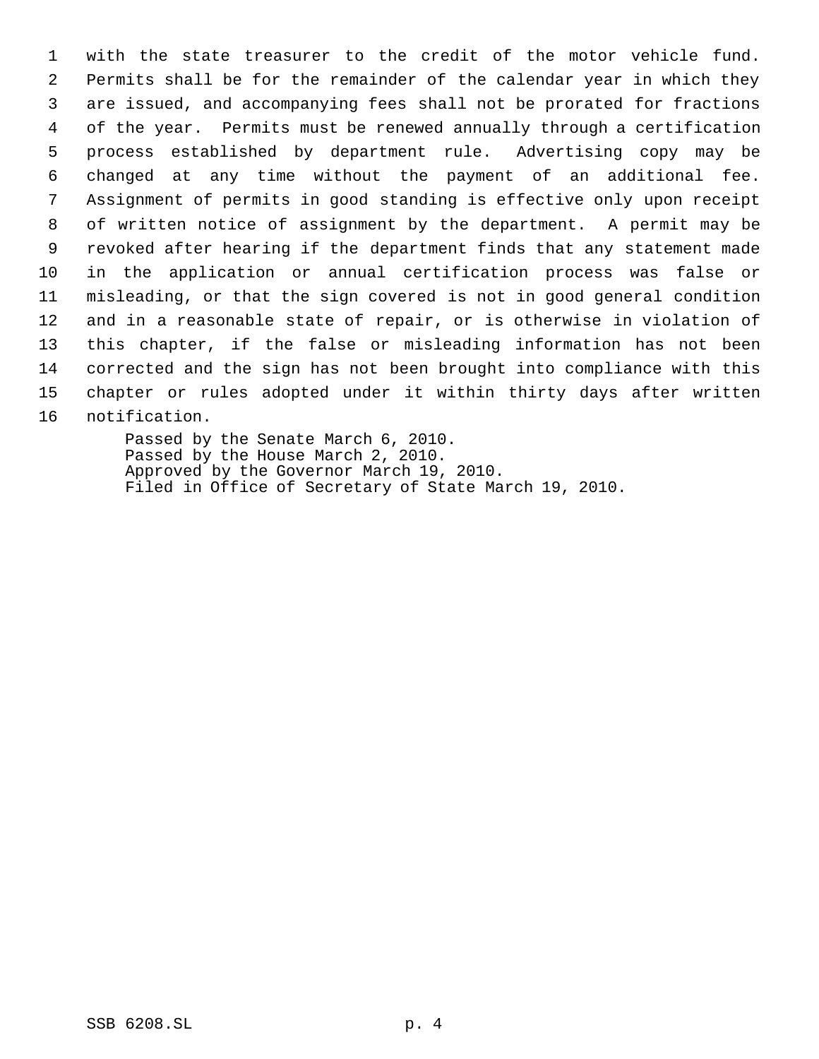with the state treasurer to the credit of the motor vehicle fund. Permits shall be for the remainder of the calendar year in which they are issued, and accompanying fees shall not be prorated for fractions of the year. Permits must be renewed annually through a certification process established by department rule. Advertising copy may be changed at any time without the payment of an additional fee. Assignment of permits in good standing is effective only upon receipt of written notice of assignment by the department. A permit may be revoked after hearing if the department finds that any statement made in the application or annual certification process was false or misleading, or that the sign covered is not in good general condition and in a reasonable state of repair, or is otherwise in violation of this chapter, if the false or misleading information has not been corrected and the sign has not been brought into compliance with this chapter or rules adopted under it within thirty days after written notification.

Passed by the Senate March 6, 2010.
Passed by the House March 2, 2010.
Approved by the Governor March 19, 2010.
Filed in Office of Secretary of State March 19, 2010.